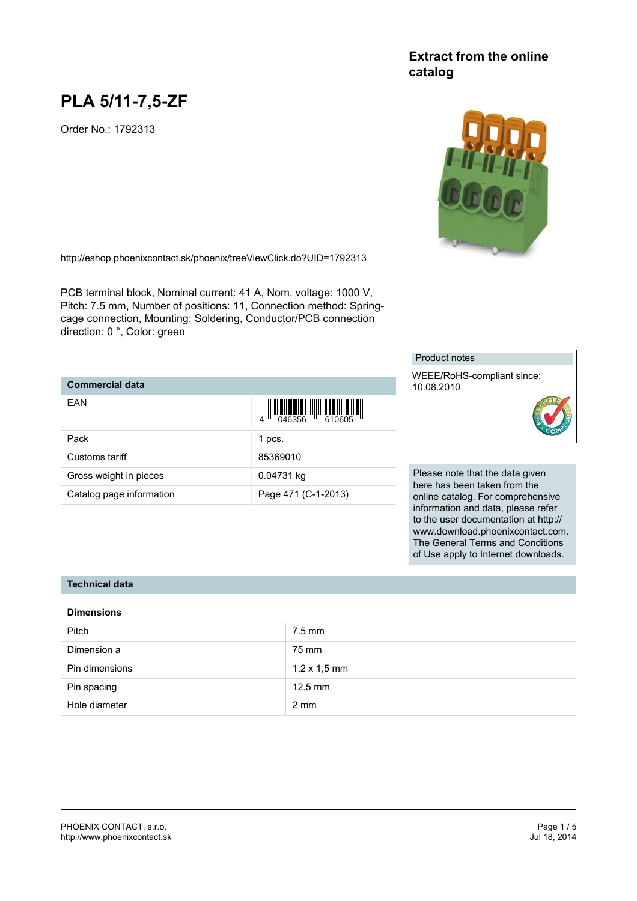## Extract from the online catalog

# PLA 5/11-7,5-ZF

Order No.: 1792313

http://eshop.phoenixcontact.sk/phoenix/treeViewClick.do?UID=1792313

PCB terminal block, Nominal current: 41 A, Nom. voltage: 1000 V, Pitch: 7.5 mm, Number of positions: 11, Connection method: Spring-cage connection, Mounting: Soldering, Conductor/PCB connection direction: 0 °, Color: green

| Product notes |
|---|
| WEEE/RoHS-compliant since: 10.08.2010 |

### Commercial data

| | |
|---|---|
| EAN | 4 046356 610605 |
| Pack | 1 pcs. |
| Customs tariff | 85369010 |
| Gross weight in pieces | 0.04731 kg |
| Catalog page information | Page 471 (C-1-2013) |

Please note that the data given here has been taken from the online catalog. For comprehensive information and data, please refer to the user documentation at http://www.download.phoenixcontact.com. The General Terms and Conditions of Use apply to Internet downloads.

## Technical data

### Dimensions

| | |
|---|---|
| Pitch | 7.5 mm |
| Dimension a | 75 mm |
| Pin dimensions | 1,2 x 1,5 mm |
| Pin spacing | 12.5 mm |
| Hole diameter | 2 mm |

PHOENIX CONTACT, s.r.o.
http://www.phoenixcontact.sk

Jul 18, 2014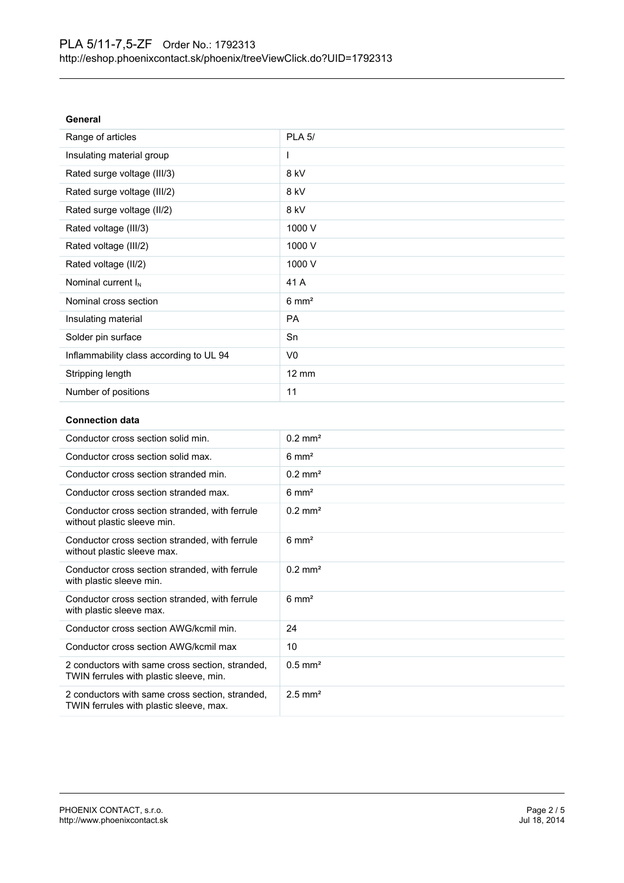### General

| | |
|---|---|
| Range of articles | PLA 5/ |
| Insulating material group | I |
| Rated surge voltage (III/3) | 8 kV |
| Rated surge voltage (III/2) | 8 kV |
| Rated surge voltage (II/2) | 8 kV |
| Rated voltage (III/3) | 1000 V |
| Rated voltage (III/2) | 1000 V |
| Rated voltage (II/2) | 1000 V |
| Nominal current $I_N$ | 41 A |
| Nominal cross section | 6 mm² |
| Insulating material | PA |
| Solder pin surface | Sn |
| Inflammability class according to UL 94 | V0 |
| Stripping length | 12 mm |
| Number of positions | 11 |

### Connection data

| | |
|---|---|
| Conductor cross section solid min. | 0.2 mm² |
| Conductor cross section solid max. | 6 mm² |
| Conductor cross section stranded min. | 0.2 mm² |
| Conductor cross section stranded max. | 6 mm² |
| Conductor cross section stranded, with ferrule without plastic sleeve min. | 0.2 mm² |
| Conductor cross section stranded, with ferrule without plastic sleeve max. | 6 mm² |
| Conductor cross section stranded, with ferrule with plastic sleeve min. | 0.2 mm² |
| Conductor cross section stranded, with ferrule with plastic sleeve max. | 6 mm² |
| Conductor cross section AWG/kcmil min. | 24 |
| Conductor cross section AWG/kcmil max | 10 |
| 2 conductors with same cross section, stranded, TWIN ferrules with plastic sleeve, min. | 0.5 mm² |
| 2 conductors with same cross section, stranded, TWIN ferrules with plastic sleeve, max. | 2.5 mm² |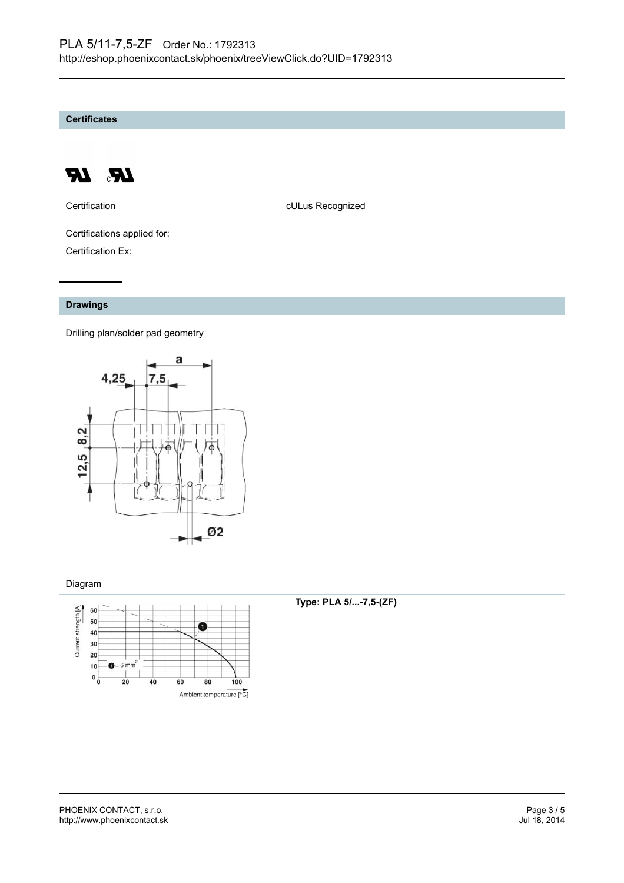PLA 5/11-7,5-ZF Order No.: 1792313
http://eshop.phoenixcontact.sk/phoenix/treeViewClick.do?UID=1792313

## Certificates

| Certification | cULus Recognized |
|---|---|

Certifications applied for:

Certification Ex:

## Drawings

Drilling plan/solder pad geometry

Diagram

**Type: PLA 5/...-7,5-(ZF)**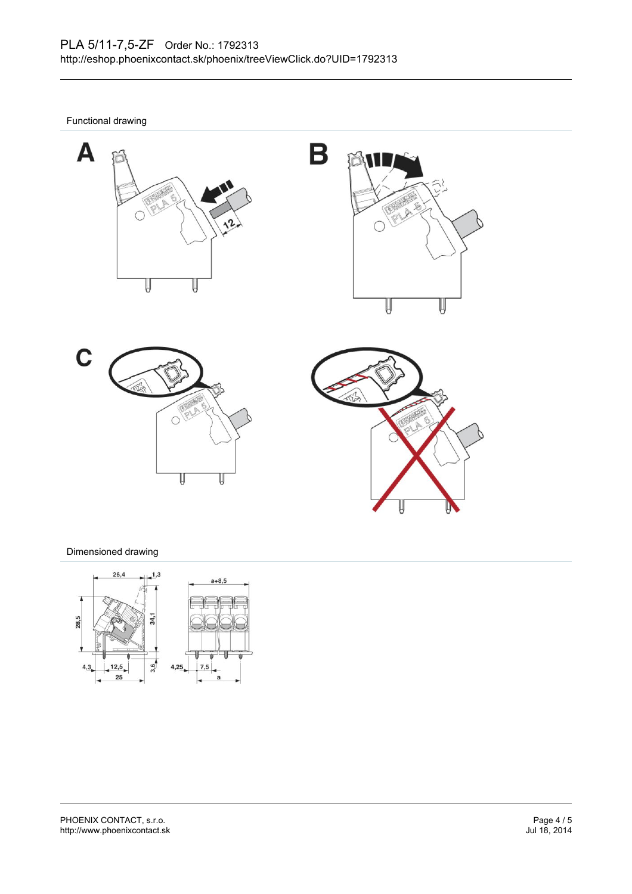Functional drawing

Dimensioned drawing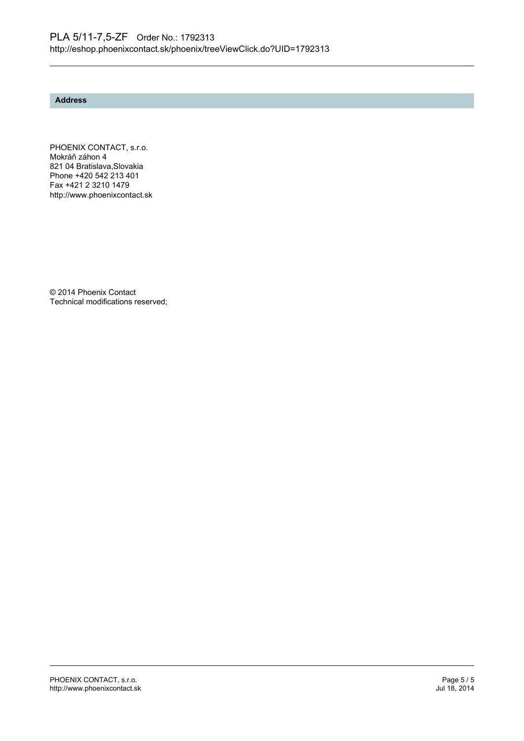## Address

PHOENIX CONTACT, s.r.o.
Mokráň záhon 4
821 04 Bratislava,Slovakia
Phone +420 542 213 401
Fax +421 2 3210 1479
http://www.phoenixcontact.sk

© 2014 Phoenix Contact
Technical modifications reserved;